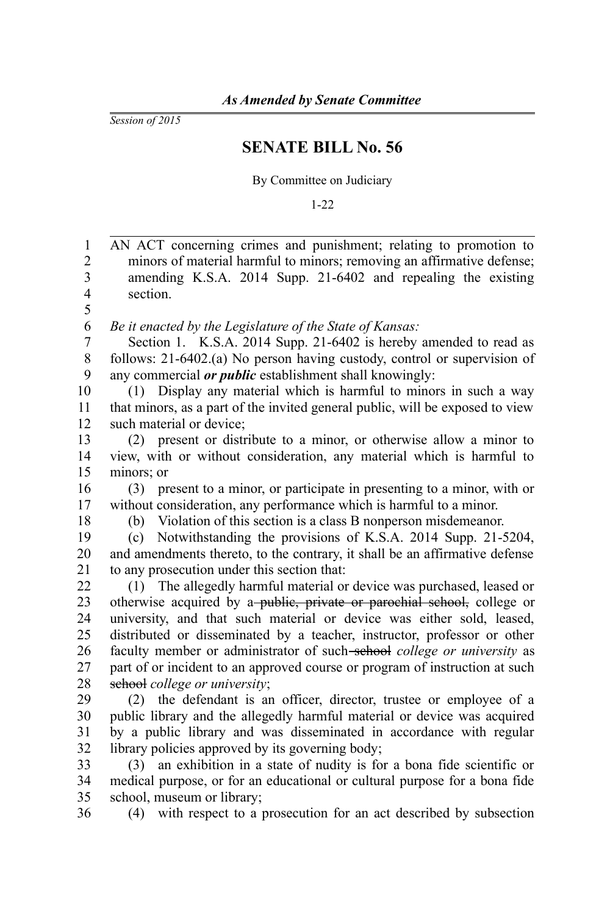*As Amended by Senate Committee*

*Session of 2015*

# SENATE BILL No. 56

By Committee on Judiciary

1-22

AN ACT concerning crimes and punishment; relating to promotion to minors of material harmful to minors; removing an affirmative defense; amending K.S.A. 2014 Supp. 21-6402 and repealing the existing section.

*Be it enacted by the Legislature of the State of Kansas:*

Section 1. K.S.A. 2014 Supp. 21-6402 is hereby amended to read as follows: 21-6402.(a) No person having custody, control or supervision of any commercial ***or public*** establishment shall knowingly:

(1) Display any material which is harmful to minors in such a way that minors, as a part of the invited general public, will be exposed to view such material or device;

(2) present or distribute to a minor, or otherwise allow a minor to view, with or without consideration, any material which is harmful to minors; or

(3) present to a minor, or participate in presenting to a minor, with or without consideration, any performance which is harmful to a minor.

(b) Violation of this section is a class B nonperson misdemeanor.

(c) Notwithstanding the provisions of K.S.A. 2014 Supp. 21-5204, and amendments thereto, to the contrary, it shall be an affirmative defense to any prosecution under this section that:

(1) The allegedly harmful material or device was purchased, leased or otherwise acquired by a ~~public, private or parochial school,~~ college or university, and that such material or device was either sold, leased, distributed or disseminated by a teacher, instructor, professor or other faculty member or administrator of such ~~school~~ *college or university* as part of or incident to an approved course or program of instruction at such ~~school~~ *college or university*;

(2) the defendant is an officer, director, trustee or employee of a public library and the allegedly harmful material or device was acquired by a public library and was disseminated in accordance with regular library policies approved by its governing body;

(3) an exhibition in a state of nudity is for a bona fide scientific or medical purpose, or for an educational or cultural purpose for a bona fide school, museum or library;

(4) with respect to a prosecution for an act described by subsection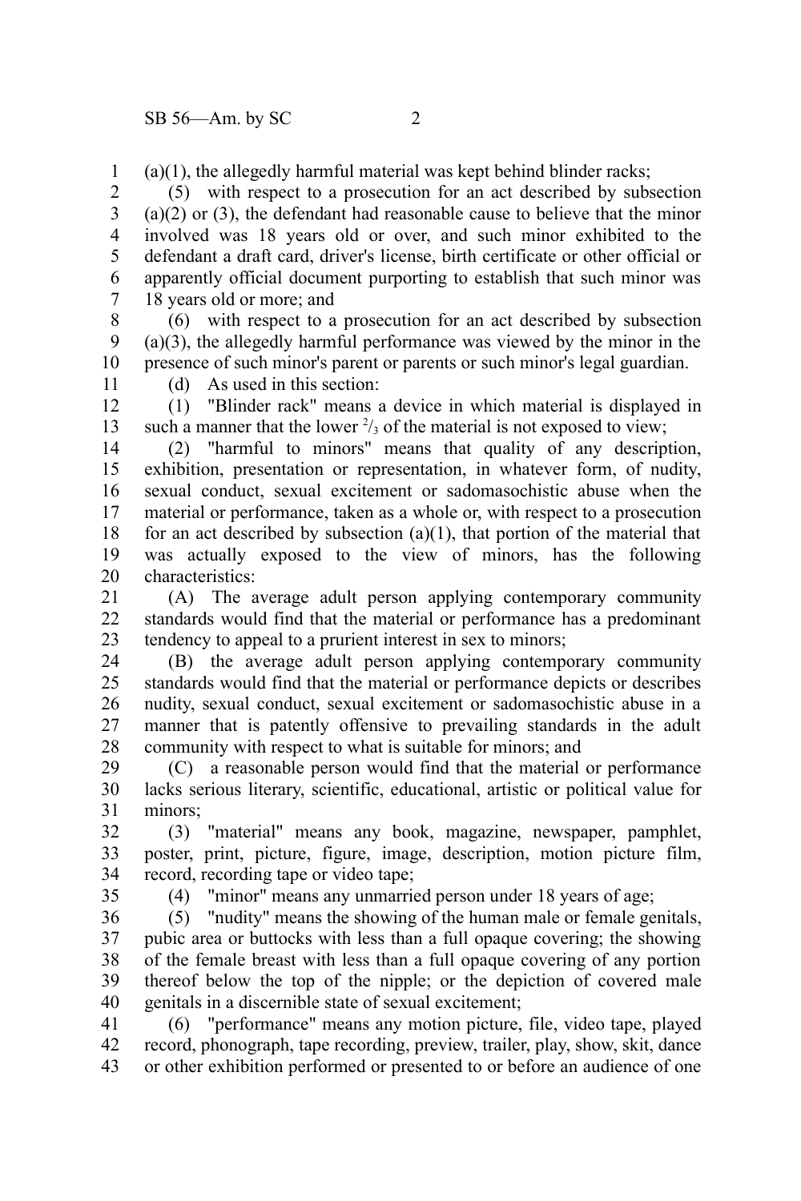(a)(1), the allegedly harmful material was kept behind blinder racks;

(5) with respect to a prosecution for an act described by subsection (a)(2) or (3), the defendant had reasonable cause to believe that the minor involved was 18 years old or over, and such minor exhibited to the defendant a draft card, driver's license, birth certificate or other official or apparently official document purporting to establish that such minor was 18 years old or more; and

(6) with respect to a prosecution for an act described by subsection (a)(3), the allegedly harmful performance was viewed by the minor in the presence of such minor's parent or parents or such minor's legal guardian.

(d) As used in this section:

(1) "Blinder rack" means a device in which material is displayed in such a manner that the lower $^2/_3$ of the material is not exposed to view;

(2) "harmful to minors" means that quality of any description, exhibition, presentation or representation, in whatever form, of nudity, sexual conduct, sexual excitement or sadomasochistic abuse when the material or performance, taken as a whole or, with respect to a prosecution for an act described by subsection (a)(1), that portion of the material that was actually exposed to the view of minors, has the following characteristics:

(A) The average adult person applying contemporary community standards would find that the material or performance has a predominant tendency to appeal to a prurient interest in sex to minors;

(B) the average adult person applying contemporary community standards would find that the material or performance depicts or describes nudity, sexual conduct, sexual excitement or sadomasochistic abuse in a manner that is patently offensive to prevailing standards in the adult community with respect to what is suitable for minors; and

(C) a reasonable person would find that the material or performance lacks serious literary, scientific, educational, artistic or political value for minors;

(3) "material" means any book, magazine, newspaper, pamphlet, poster, print, picture, figure, image, description, motion picture film, record, recording tape or video tape;

(4) "minor" means any unmarried person under 18 years of age;

(5) "nudity" means the showing of the human male or female genitals, pubic area or buttocks with less than a full opaque covering; the showing of the female breast with less than a full opaque covering of any portion thereof below the top of the nipple; or the depiction of covered male genitals in a discernible state of sexual excitement;

(6) "performance" means any motion picture, file, video tape, played record, phonograph, tape recording, preview, trailer, play, show, skit, dance or other exhibition performed or presented to or before an audience of one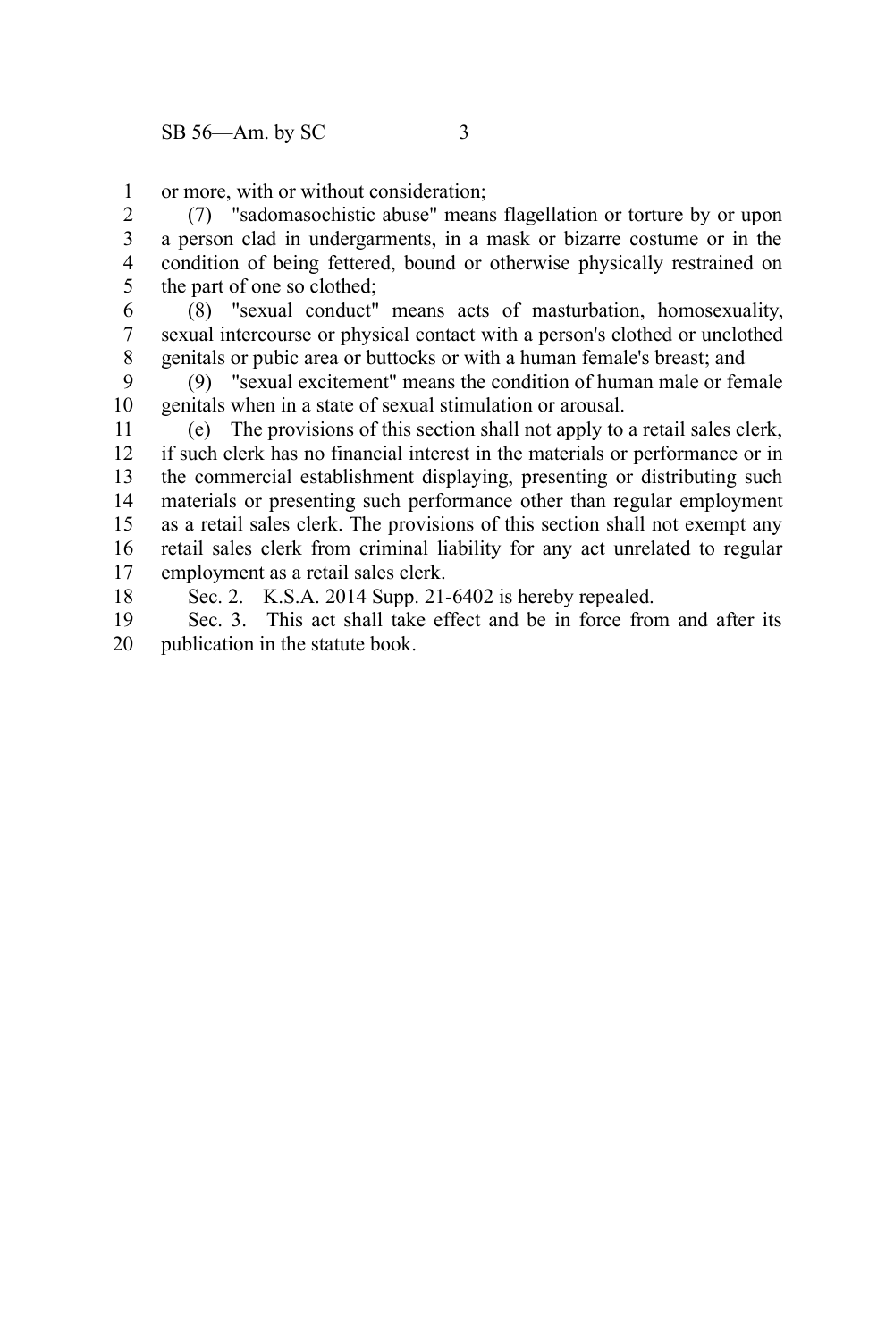or more, with or without consideration;

(7) "sadomasochistic abuse" means flagellation or torture by or upon a person clad in undergarments, in a mask or bizarre costume or in the condition of being fettered, bound or otherwise physically restrained on the part of one so clothed;

(8) "sexual conduct" means acts of masturbation, homosexuality, sexual intercourse or physical contact with a person's clothed or unclothed genitals or pubic area or buttocks or with a human female's breast; and

(9) "sexual excitement" means the condition of human male or female genitals when in a state of sexual stimulation or arousal.

(e) The provisions of this section shall not apply to a retail sales clerk, if such clerk has no financial interest in the materials or performance or in the commercial establishment displaying, presenting or distributing such materials or presenting such performance other than regular employment as a retail sales clerk. The provisions of this section shall not exempt any retail sales clerk from criminal liability for any act unrelated to regular employment as a retail sales clerk.

Sec. 2. K.S.A. 2014 Supp. 21-6402 is hereby repealed.

Sec. 3. This act shall take effect and be in force from and after its publication in the statute book.